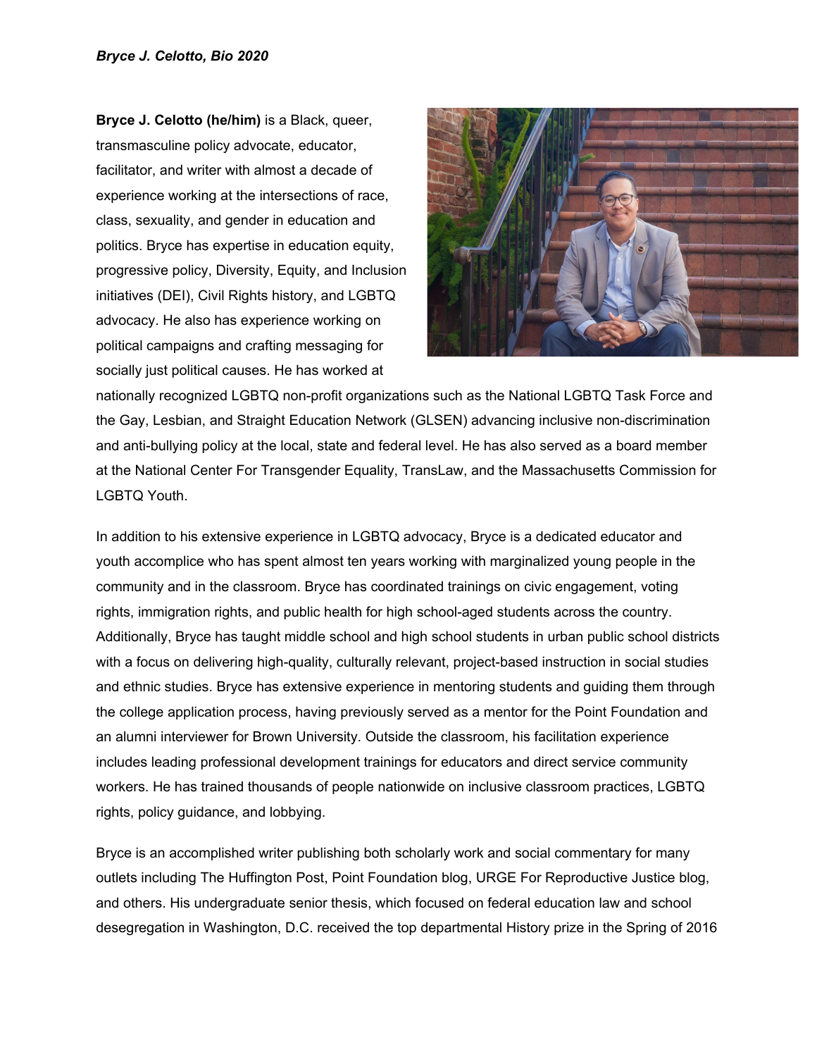***Bryce J. Celotto, Bio 2020***

**Bryce J. Celotto (he/him)** is a Black, queer, transmasculine policy advocate, educator, facilitator, and writer with almost a decade of experience working at the intersections of race, class, sexuality, and gender in education and politics. Bryce has expertise in education equity, progressive policy, Diversity, Equity, and Inclusion initiatives (DEI), Civil Rights history, and LGBTQ advocacy. He also has experience working on political campaigns and crafting messaging for socially just political causes. He has worked at nationally recognized LGBTQ non-profit organizations such as the National LGBTQ Task Force and the Gay, Lesbian, and Straight Education Network (GLSEN) advancing inclusive non-discrimination and anti-bullying policy at the local, state and federal level. He has also served as a board member at the National Center For Transgender Equality, TransLaw, and the Massachusetts Commission for LGBTQ Youth.

In addition to his extensive experience in LGBTQ advocacy, Bryce is a dedicated educator and youth accomplice who has spent almost ten years working with marginalized young people in the community and in the classroom. Bryce has coordinated trainings on civic engagement, voting rights, immigration rights, and public health for high school-aged students across the country. Additionally, Bryce has taught middle school and high school students in urban public school districts with a focus on delivering high-quality, culturally relevant, project-based instruction in social studies and ethnic studies. Bryce has extensive experience in mentoring students and guiding them through the college application process, having previously served as a mentor for the Point Foundation and an alumni interviewer for Brown University. Outside the classroom, his facilitation experience includes leading professional development trainings for educators and direct service community workers. He has trained thousands of people nationwide on inclusive classroom practices, LGBTQ rights, policy guidance, and lobbying.

Bryce is an accomplished writer publishing both scholarly work and social commentary for many outlets including The Huffington Post, Point Foundation blog, URGE For Reproductive Justice blog, and others. His undergraduate senior thesis, which focused on federal education law and school desegregation in Washington, D.C. received the top departmental History prize in the Spring of 2016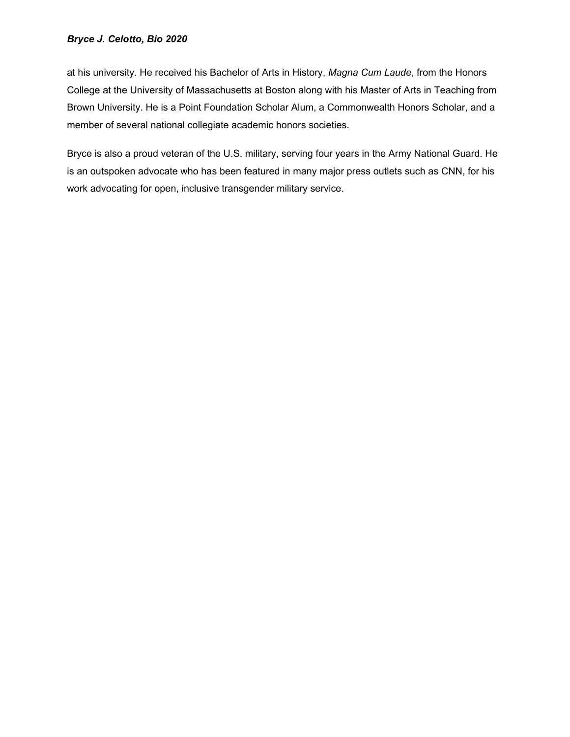at his university. He received his Bachelor of Arts in History, *Magna Cum Laude*, from the Honors College at the University of Massachusetts at Boston along with his Master of Arts in Teaching from Brown University. He is a Point Foundation Scholar Alum, a Commonwealth Honors Scholar, and a member of several national collegiate academic honors societies.

Bryce is also a proud veteran of the U.S. military, serving four years in the Army National Guard. He is an outspoken advocate who has been featured in many major press outlets such as CNN, for his work advocating for open, inclusive transgender military service.